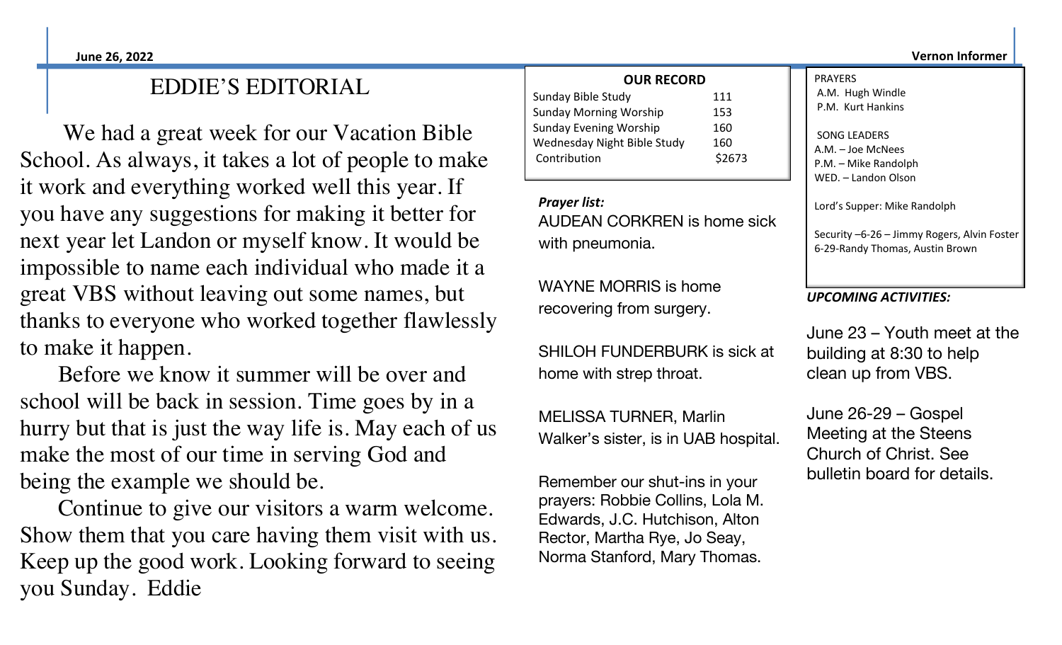June 26, 2022 — Vernon Informer

# EDDIE'S EDITORIAL

We had a great week for our Vacation Bible School. As always, it takes a lot of people to make it work and everything worked well this year. If you have any suggestions for making it better for next year let Landon or myself know. It would be impossible to name each individual who made it a great VBS without leaving out some names, but thanks to everyone who worked together flawlessly to make it happen.

Before we know it summer will be over and school will be back in session. Time goes by in a hurry but that is just the way life is. May each of us make the most of our time in serving God and being the example we should be.

Continue to give our visitors a warm welcome. Show them that you care having them visit with us. Keep up the good work. Looking forward to seeing you Sunday. Eddie

**OUR RECORD**

| | |
|---|---|
| Sunday Bible Study | 111 |
| Sunday Morning Worship | 153 |
| Sunday Evening Worship | 160 |
| Wednesday Night Bible Study | 160 |
| Contribution | $2673 |

***Prayer list:***

AUDEAN CORKREN is home sick with pneumonia.

WAYNE MORRIS is home recovering from surgery.

SHILOH FUNDERBURK is sick at home with strep throat.

MELISSA TURNER, Marlin Walker's sister, is in UAB hospital.

Remember our shut-ins in your prayers: Robbie Collins, Lola M. Edwards, J.C. Hutchison, Alton Rector, Martha Rye, Jo Seay, Norma Stanford, Mary Thomas.

PRAYERS
A.M. Hugh Windle
P.M. Kurt Hankins

SONG LEADERS
A.M. – Joe McNees
P.M. – Mike Randolph
WED. – Landon Olson

Lord's Supper: Mike Randolph

Security –6-26 – Jimmy Rogers, Alvin Foster
6-29-Randy Thomas, Austin Brown

***UPCOMING ACTIVITIES:***

June 23 – Youth meet at the building at 8:30 to help clean up from VBS.

June 26-29 – Gospel Meeting at the Steens Church of Christ. See bulletin board for details.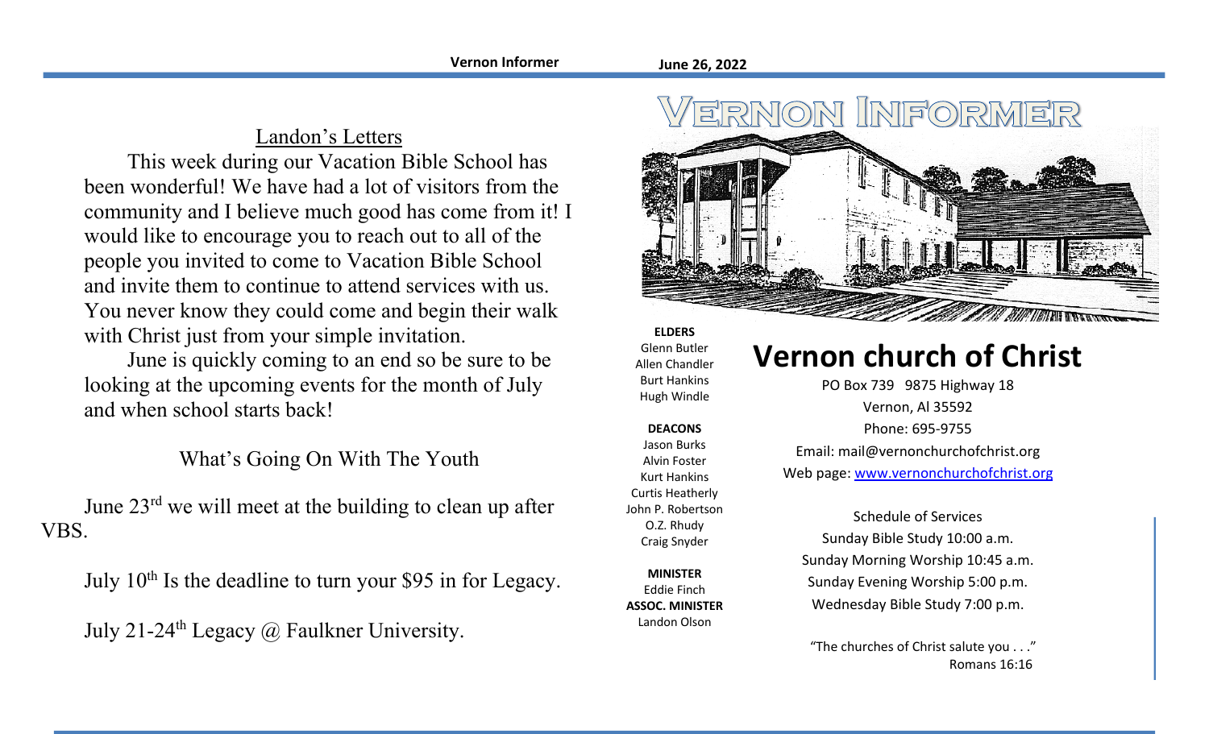## Landon's Letters

This week during our Vacation Bible School has been wonderful! We have had a lot of visitors from the community and I believe much good has come from it! I would like to encourage you to reach out to all of the people you invited to come to Vacation Bible School and invite them to continue to attend services with us. You never know they could come and begin their walk with Christ just from your simple invitation.

June is quickly coming to an end so be sure to be looking at the upcoming events for the month of July and when school starts back!

### What's Going On With The Youth

June 23rd we will meet at the building to clean up after VBS.

July 10th Is the deadline to turn your $95 in for Legacy.

July 21-24th Legacy @ Faulkner University.

# VERNON INFORMER

**ELDERS**
Glenn Butler
Allen Chandler
Burt Hankins
Hugh Windle

**DEACONS**
Jason Burks
Alvin Foster
Kurt Hankins
Curtis Heatherly
John P. Robertson
O.Z. Rhudy
Craig Snyder

**MINISTER**
Eddie Finch
**ASSOC. MINISTER**
Landon Olson

## Vernon church of Christ

PO Box 739 9875 Highway 18
Vernon, Al 35592
Phone: 695-9755
Email: mail@vernonchurchofchrist.org
Web page: www.vernonchurchofchrist.org

Schedule of Services
Sunday Bible Study 10:00 a.m.
Sunday Morning Worship 10:45 a.m.
Sunday Evening Worship 5:00 p.m.
Wednesday Bible Study 7:00 p.m.

"The churches of Christ salute you . . ."
Romans 16:16